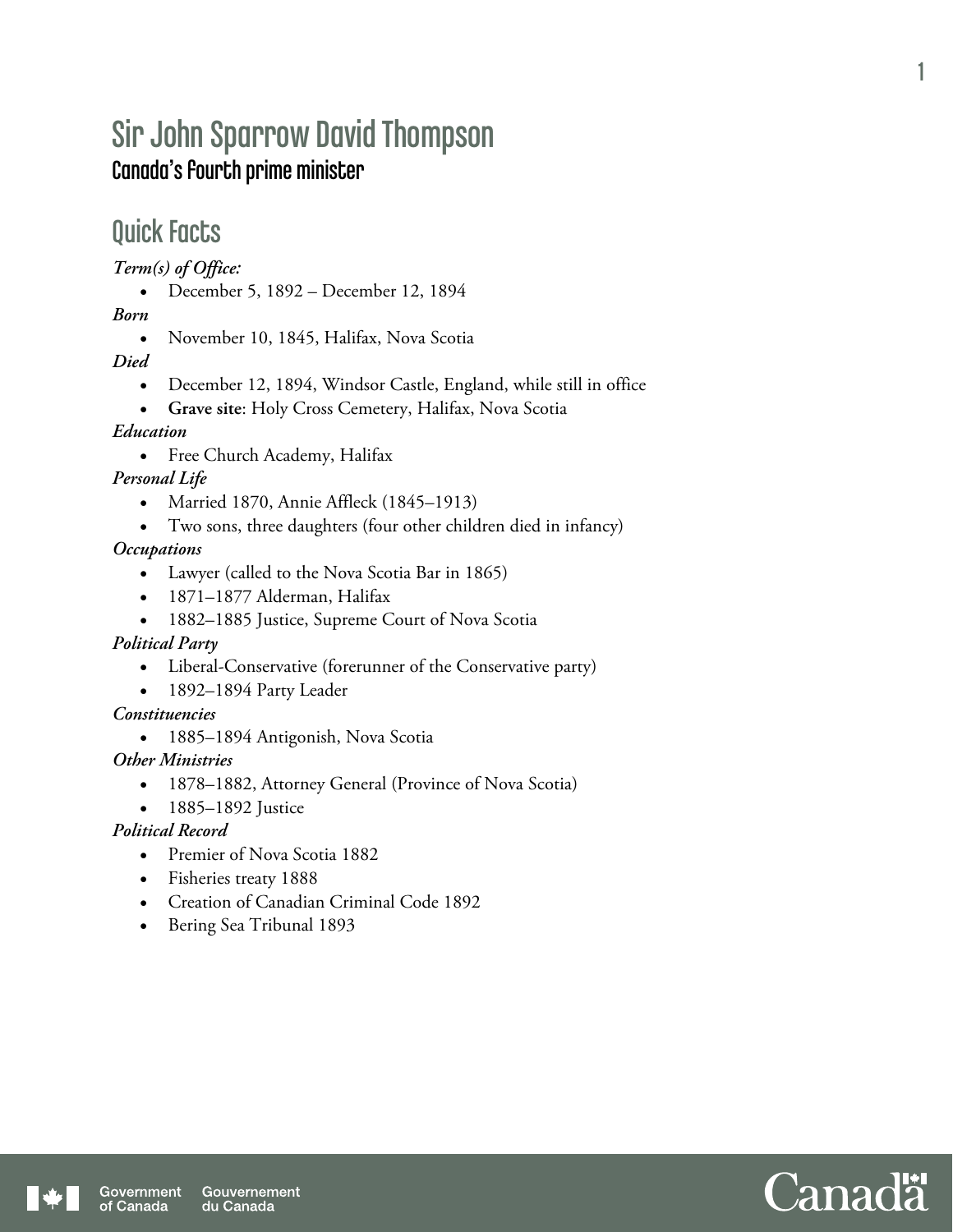# Sir John Sparrow David Thompson

## Canada's fourth prime minister

## Quick Facts

***Term(s) of Office:***

- December 5, 1892 – December 12, 1894

***Born***

- November 10, 1845, Halifax, Nova Scotia

***Died***

- December 12, 1894, Windsor Castle, England, while still in office
- **Grave site**: Holy Cross Cemetery, Halifax, Nova Scotia

***Education***

- Free Church Academy, Halifax

***Personal Life***

- Married 1870, Annie Affleck (1845–1913)
- Two sons, three daughters (four other children died in infancy)

***Occupations***

- Lawyer (called to the Nova Scotia Bar in 1865)
- 1871–1877 Alderman, Halifax
- 1882–1885 Justice, Supreme Court of Nova Scotia

***Political Party***

- Liberal-Conservative (forerunner of the Conservative party)
- 1892–1894 Party Leader

***Constituencies***

- 1885–1894 Antigonish, Nova Scotia

***Other Ministries***

- 1878–1882, Attorney General (Province of Nova Scotia)
- 1885–1892 Justice

***Political Record***

- Premier of Nova Scotia 1882
- Fisheries treaty 1888
- Creation of Canadian Criminal Code 1892
- Bering Sea Tribunal 1893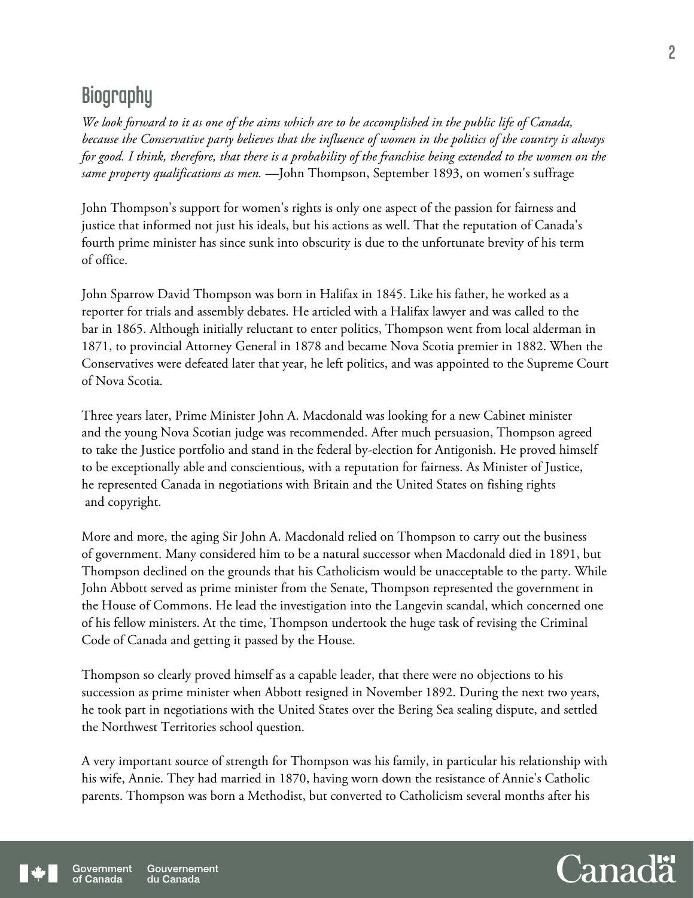## Biography

*We look forward to it as one of the aims which are to be accomplished in the public life of Canada, because the Conservative party believes that the influence of women in the politics of the country is always for good. I think, therefore, that there is a probability of the franchise being extended to the women on the same property qualifications as men.* —John Thompson, September 1893, on women's suffrage

John Thompson's support for women's rights is only one aspect of the passion for fairness and justice that informed not just his ideals, but his actions as well. That the reputation of Canada's fourth prime minister has since sunk into obscurity is due to the unfortunate brevity of his term of office.

John Sparrow David Thompson was born in Halifax in 1845. Like his father, he worked as a reporter for trials and assembly debates. He articled with a Halifax lawyer and was called to the bar in 1865. Although initially reluctant to enter politics, Thompson went from local alderman in 1871, to provincial Attorney General in 1878 and became Nova Scotia premier in 1882. When the Conservatives were defeated later that year, he left politics, and was appointed to the Supreme Court of Nova Scotia.

Three years later, Prime Minister John A. Macdonald was looking for a new Cabinet minister and the young Nova Scotian judge was recommended. After much persuasion, Thompson agreed to take the Justice portfolio and stand in the federal by-election for Antigonish. He proved himself to be exceptionally able and conscientious, with a reputation for fairness. As Minister of Justice, he represented Canada in negotiations with Britain and the United States on fishing rights and copyright.

More and more, the aging Sir John A. Macdonald relied on Thompson to carry out the business of government. Many considered him to be a natural successor when Macdonald died in 1891, but Thompson declined on the grounds that his Catholicism would be unacceptable to the party. While John Abbott served as prime minister from the Senate, Thompson represented the government in the House of Commons. He lead the investigation into the Langevin scandal, which concerned one of his fellow ministers. At the time, Thompson undertook the huge task of revising the Criminal Code of Canada and getting it passed by the House.

Thompson so clearly proved himself as a capable leader, that there were no objections to his succession as prime minister when Abbott resigned in November 1892. During the next two years, he took part in negotiations with the United States over the Bering Sea sealing dispute, and settled the Northwest Territories school question.

A very important source of strength for Thompson was his family, in particular his relationship with his wife, Annie. They had married in 1870, having worn down the resistance of Annie's Catholic parents. Thompson was born a Methodist, but converted to Catholicism several months after his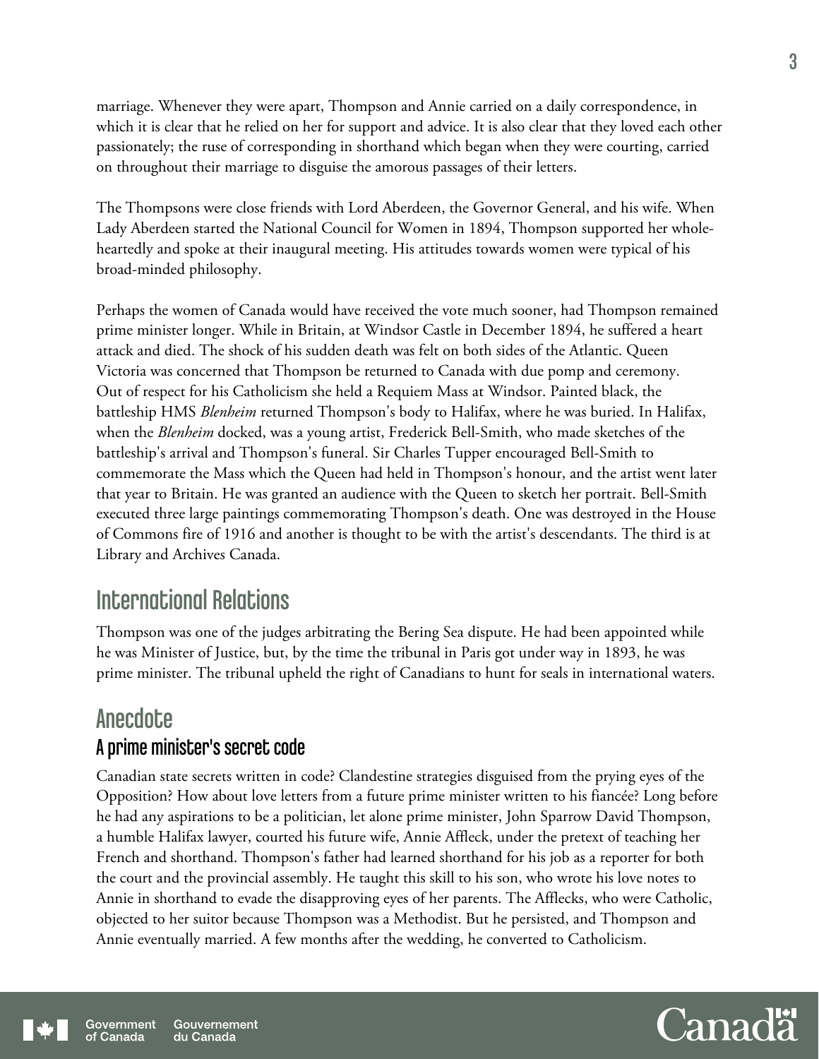marriage. Whenever they were apart, Thompson and Annie carried on a daily correspondence, in which it is clear that he relied on her for support and advice. It is also clear that they loved each other passionately; the ruse of corresponding in shorthand which began when they were courting, carried on throughout their marriage to disguise the amorous passages of their letters.

The Thompsons were close friends with Lord Aberdeen, the Governor General, and his wife. When Lady Aberdeen started the National Council for Women in 1894, Thompson supported her wholeheartedly and spoke at their inaugural meeting. His attitudes towards women were typical of his broad-minded philosophy.

Perhaps the women of Canada would have received the vote much sooner, had Thompson remained prime minister longer. While in Britain, at Windsor Castle in December 1894, he suffered a heart attack and died. The shock of his sudden death was felt on both sides of the Atlantic. Queen Victoria was concerned that Thompson be returned to Canada with due pomp and ceremony. Out of respect for his Catholicism she held a Requiem Mass at Windsor. Painted black, the battleship HMS *Blenheim* returned Thompson's body to Halifax, where he was buried. In Halifax, when the *Blenheim* docked, was a young artist, Frederick Bell-Smith, who made sketches of the battleship's arrival and Thompson's funeral. Sir Charles Tupper encouraged Bell-Smith to commemorate the Mass which the Queen had held in Thompson's honour, and the artist went later that year to Britain. He was granted an audience with the Queen to sketch her portrait. Bell-Smith executed three large paintings commemorating Thompson's death. One was destroyed in the House of Commons fire of 1916 and another is thought to be with the artist's descendants. The third is at Library and Archives Canada.

## International Relations

Thompson was one of the judges arbitrating the Bering Sea dispute. He had been appointed while he was Minister of Justice, but, by the time the tribunal in Paris got under way in 1893, he was prime minister. The tribunal upheld the right of Canadians to hunt for seals in international waters.

## Anecdote

### A prime minister's secret code

Canadian state secrets written in code? Clandestine strategies disguised from the prying eyes of the Opposition? How about love letters from a future prime minister written to his fiancée? Long before he had any aspirations to be a politician, let alone prime minister, John Sparrow David Thompson, a humble Halifax lawyer, courted his future wife, Annie Affleck, under the pretext of teaching her French and shorthand. Thompson's father had learned shorthand for his job as a reporter for both the court and the provincial assembly. He taught this skill to his son, who wrote his love notes to Annie in shorthand to evade the disapproving eyes of her parents. The Afflecks, who were Catholic, objected to her suitor because Thompson was a Methodist. But he persisted, and Thompson and Annie eventually married. A few months after the wedding, he converted to Catholicism.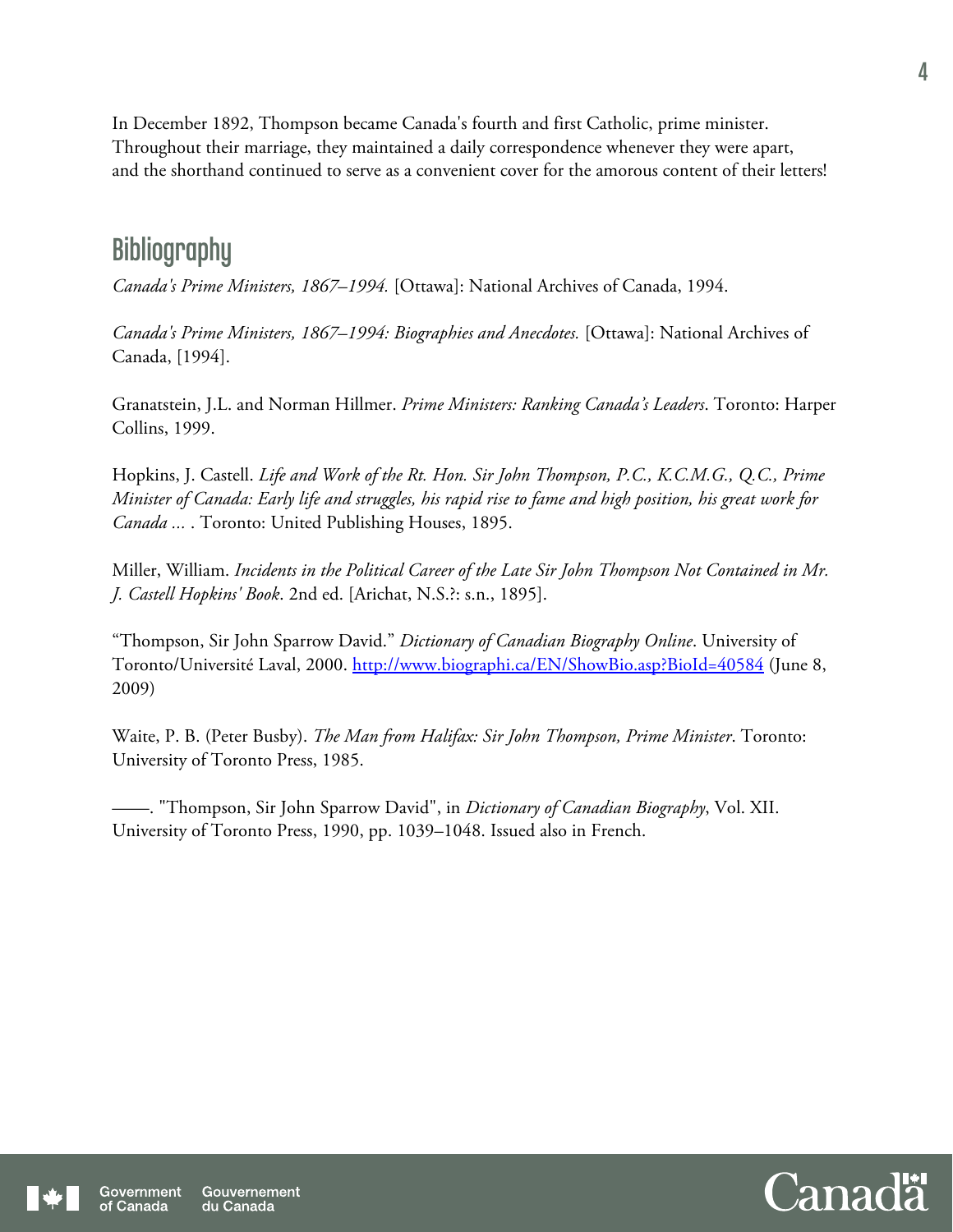In December 1892, Thompson became Canada's fourth and first Catholic, prime minister. Throughout their marriage, they maintained a daily correspondence whenever they were apart, and the shorthand continued to serve as a convenient cover for the amorous content of their letters!

## Bibliography

*Canada's Prime Ministers, 1867–1994.* [Ottawa]: National Archives of Canada, 1994.

*Canada's Prime Ministers, 1867–1994: Biographies and Anecdotes.* [Ottawa]: National Archives of Canada, [1994].

Granatstein, J.L. and Norman Hillmer. *Prime Ministers: Ranking Canada's Leaders*. Toronto: Harper Collins, 1999.

Hopkins, J. Castell. *Life and Work of the Rt. Hon. Sir John Thompson, P.C., K.C.M.G., Q.C., Prime Minister of Canada: Early life and struggles, his rapid rise to fame and high position, his great work for Canada ...* . Toronto: United Publishing Houses, 1895.

Miller, William. *Incidents in the Political Career of the Late Sir John Thompson Not Contained in Mr. J. Castell Hopkins' Book*. 2nd ed. [Arichat, N.S.?: s.n., 1895].

"Thompson, Sir John Sparrow David." *Dictionary of Canadian Biography Online*. University of Toronto/Université Laval, 2000. [http://www.biographi.ca/EN/ShowBio.asp?BioId=40584](http://www.biographi.ca/EN/ShowBio.asp?BioId=40584) (June 8, 2009)

Waite, P. B. (Peter Busby). *The Man from Halifax: Sir John Thompson, Prime Minister*. Toronto: University of Toronto Press, 1985.

——. "Thompson, Sir John Sparrow David", in *Dictionary of Canadian Biography*, Vol. XII. University of Toronto Press, 1990, pp. 1039–1048. Issued also in French.